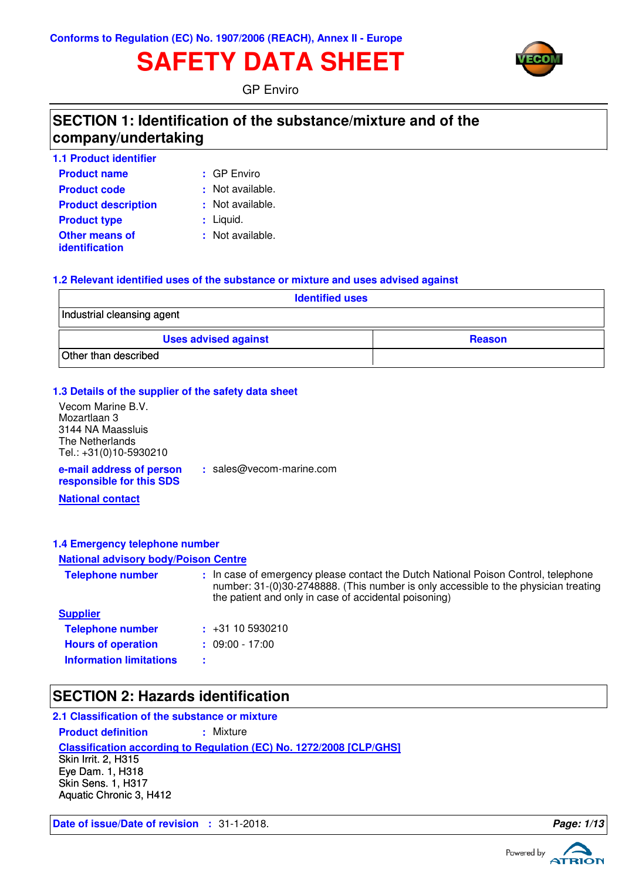Conforms to Regulation (EC) No. 1907/2006 (REACH), Annex II - Europe

# SAFETY DATA SHEET

GP Enviro

## SECTION 1: Identification of the substance/mixture and of the company/undertaking

### 1.1 Product identifier

**Product name** : GP Enviro
**Product code** : Not available.
**Product description** : Not available.
**Product type** : Liquid.
**Other means of identification** : Not available.

### 1.2 Relevant identified uses of the substance or mixture and uses advised against

| Identified uses |
|---|
| Industrial cleansing agent |

| Uses advised against | Reason |
|---|---|
| Other than described | |

### 1.3 Details of the supplier of the safety data sheet

Vecom Marine B.V.
Mozartlaan 3
3144 NA Maassluis
The Netherlands
Tel.: +31(0)10-5930210

**e-mail address of person responsible for this SDS** : sales@vecom-marine.com

**National contact**

### 1.4 Emergency telephone number

**National advisory body/Poison Centre**

**Telephone number** : In case of emergency please contact the Dutch National Poison Control, telephone number: 31-(0)30-2748888. (This number is only accessible to the physician treating the patient and only in case of accidental poisoning)

**Supplier**

**Telephone number** : +31 10 5930210
**Hours of operation** : 09:00 - 17:00
**Information limitations** :

## SECTION 2: Hazards identification

### 2.1 Classification of the substance or mixture

**Product definition** : Mixture

**Classification according to Regulation (EC) No. 1272/2008 [CLP/GHS]**

Skin Irrit. 2, H315
Eye Dam. 1, H318
Skin Sens. 1, H317
Aquatic Chronic 3, H412

**Date of issue/Date of revision** : 31-1-2018.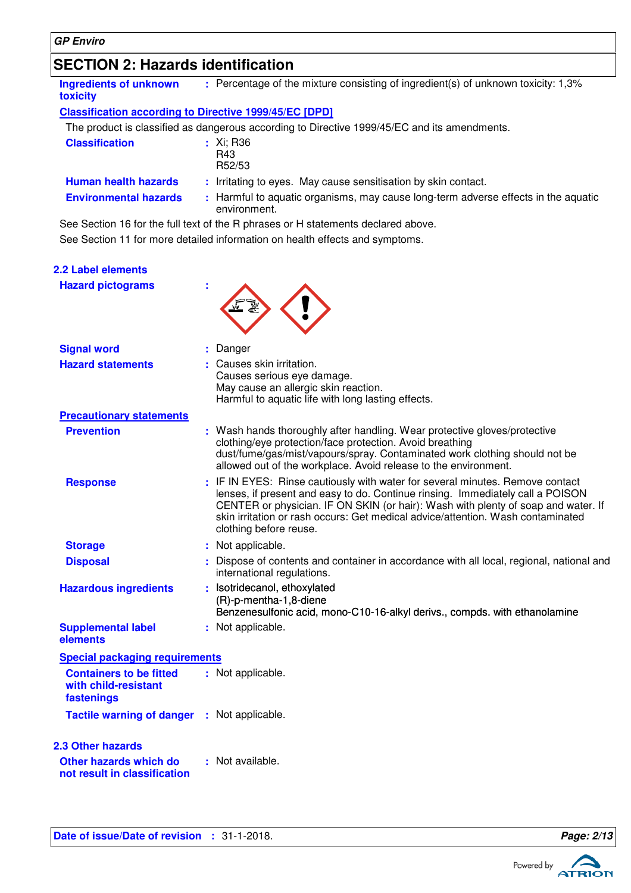## SECTION 2: Hazards identification

**Ingredients of unknown toxicity** : Percentage of the mixture consisting of ingredient(s) of unknown toxicity: 1,3%

**Classification according to Directive 1999/45/EC [DPD]**

The product is classified as dangerous according to Directive 1999/45/EC and its amendments.

**Classification** : Xi; R36
R43
R52/53

**Human health hazards** : Irritating to eyes. May cause sensitisation by skin contact.

**Environmental hazards** : Harmful to aquatic organisms, may cause long-term adverse effects in the aquatic environment.

See Section 16 for the full text of the R phrases or H statements declared above.

See Section 11 for more detailed information on health effects and symptoms.

### 2.2 Label elements

**Hazard pictograms** :

**Signal word** : Danger

**Hazard statements** : Causes skin irritation.
Causes serious eye damage.
May cause an allergic skin reaction.
Harmful to aquatic life with long lasting effects.

**Precautionary statements**

**Prevention** : Wash hands thoroughly after handling. Wear protective gloves/protective clothing/eye protection/face protection. Avoid breathing dust/fume/gas/mist/vapours/spray. Contaminated work clothing should not be allowed out of the workplace. Avoid release to the environment.

**Response** : IF IN EYES: Rinse cautiously with water for several minutes. Remove contact lenses, if present and easy to do. Continue rinsing. Immediately call a POISON CENTER or physician. IF ON SKIN (or hair): Wash with plenty of soap and water. If skin irritation or rash occurs: Get medical advice/attention. Wash contaminated clothing before reuse.

**Storage** : Not applicable.

**Disposal** : Dispose of contents and container in accordance with all local, regional, national and international regulations.

**Hazardous ingredients** : Isotridecanol, ethoxylated
(R)-p-mentha-1,8-diene
Benzenesulfonic acid, mono-C10-16-alkyl derivs., compds. with ethanolamine

**Supplemental label elements** : Not applicable.

**Special packaging requirements**

**Containers to be fitted with child-resistant fastenings** : Not applicable.

**Tactile warning of danger** : Not applicable.

### 2.3 Other hazards

**Other hazards which do not result in classification** : Not available.

**Date of issue/Date of revision** : 31-1-2018.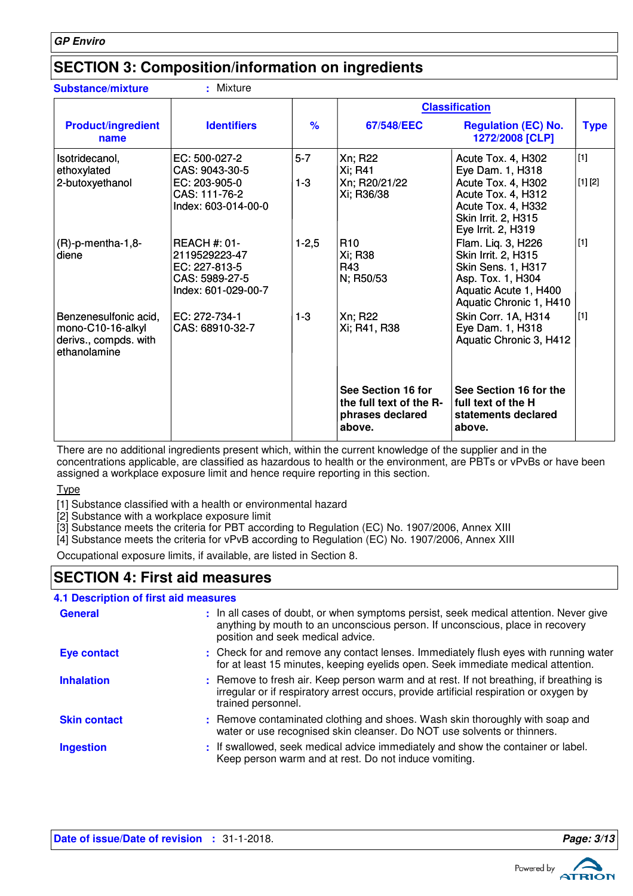## SECTION 3: Composition/information on ingredients

**Substance/mixture** : Mixture

| Product/ingredient name | Identifiers | % | Classification | | Type |
|---|---|---|---|---|---|
| | | | 67/548/EEC | Regulation (EC) No. 1272/2008 [CLP] | |
| Isotridecanol, ethoxylated | EC: 500-027-2<br>CAS: 9043-30-5 | 5-7 | Xn; R22<br>Xi; R41 | Acute Tox. 4, H302<br>Eye Dam. 1, H318 | [1] |
| 2-butoxyethanol | EC: 203-905-0<br>CAS: 111-76-2<br>Index: 603-014-00-0 | 1-3 | Xn; R20/21/22<br>Xi; R36/38 | Acute Tox. 4, H302<br>Acute Tox. 4, H312<br>Acute Tox. 4, H332<br>Skin Irrit. 2, H315<br>Eye Irrit. 2, H319 | [1] [2] |
| (R)-p-mentha-1,8-diene | REACH #: 01-2119529223-47<br>EC: 227-813-5<br>CAS: 5989-27-5<br>Index: 601-029-00-7 | 1-2,5 | R10<br>Xi; R38<br>R43<br>N; R50/53 | Flam. Liq. 3, H226<br>Skin Irrit. 2, H315<br>Skin Sens. 1, H317<br>Asp. Tox. 1, H304<br>Aquatic Acute 1, H400<br>Aquatic Chronic 1, H410 | [1] |
| Benzenesulfonic acid, mono-C10-16-alkyl derivs., compds. with ethanolamine | EC: 272-734-1<br>CAS: 68910-32-7 | 1-3 | Xn; R22<br>Xi; R41, R38 | Skin Corr. 1A, H314<br>Eye Dam. 1, H318<br>Aquatic Chronic 3, H412 | [1] |
| | | | **See Section 16 for the full text of the R-phrases declared above.** | **See Section 16 for the full text of the H statements declared above.** | |

There are no additional ingredients present which, within the current knowledge of the supplier and in the concentrations applicable, are classified as hazardous to health or the environment, are PBTs or vPvBs or have been assigned a workplace exposure limit and hence require reporting in this section.

Type

[1] Substance classified with a health or environmental hazard
[2] Substance with a workplace exposure limit
[3] Substance meets the criteria for PBT according to Regulation (EC) No. 1907/2006, Annex XIII
[4] Substance meets the criteria for vPvB according to Regulation (EC) No. 1907/2006, Annex XIII

Occupational exposure limits, if available, are listed in Section 8.

## SECTION 4: First aid measures

### 4.1 Description of first aid measures

**General** : In all cases of doubt, or when symptoms persist, seek medical attention. Never give anything by mouth to an unconscious person. If unconscious, place in recovery position and seek medical advice.

**Eye contact** : Check for and remove any contact lenses. Immediately flush eyes with running water for at least 15 minutes, keeping eyelids open. Seek immediate medical attention.

**Inhalation** : Remove to fresh air. Keep person warm and at rest. If not breathing, if breathing is irregular or if respiratory arrest occurs, provide artificial respiration or oxygen by trained personnel.

**Skin contact** : Remove contaminated clothing and shoes. Wash skin thoroughly with soap and water or use recognised skin cleanser. Do NOT use solvents or thinners.

**Ingestion** : If swallowed, seek medical advice immediately and show the container or label. Keep person warm and at rest. Do not induce vomiting.

**Date of issue/Date of revision** : 31-1-2018.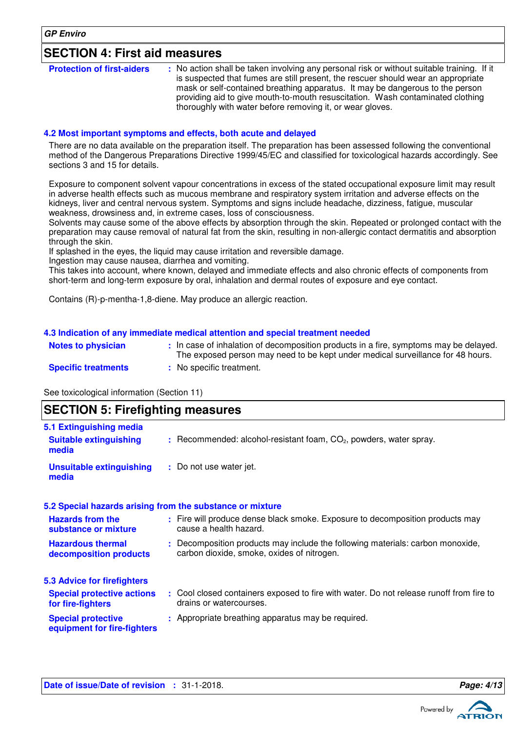## SECTION 4: First aid measures

**Protection of first-aiders** : No action shall be taken involving any personal risk or without suitable training. If it is suspected that fumes are still present, the rescuer should wear an appropriate mask or self-contained breathing apparatus. It may be dangerous to the person providing aid to give mouth-to-mouth resuscitation. Wash contaminated clothing thoroughly with water before removing it, or wear gloves.

### 4.2 Most important symptoms and effects, both acute and delayed

There are no data available on the preparation itself. The preparation has been assessed following the conventional method of the Dangerous Preparations Directive 1999/45/EC and classified for toxicological hazards accordingly. See sections 3 and 15 for details.

Exposure to component solvent vapour concentrations in excess of the stated occupational exposure limit may result in adverse health effects such as mucous membrane and respiratory system irritation and adverse effects on the kidneys, liver and central nervous system. Symptoms and signs include headache, dizziness, fatigue, muscular weakness, drowsiness and, in extreme cases, loss of consciousness.
Solvents may cause some of the above effects by absorption through the skin. Repeated or prolonged contact with the preparation may cause removal of natural fat from the skin, resulting in non-allergic contact dermatitis and absorption through the skin.
If splashed in the eyes, the liquid may cause irritation and reversible damage.
Ingestion may cause nausea, diarrhea and vomiting.
This takes into account, where known, delayed and immediate effects and also chronic effects of components from short-term and long-term exposure by oral, inhalation and dermal routes of exposure and eye contact.

Contains (R)-p-mentha-1,8-diene. May produce an allergic reaction.

### 4.3 Indication of any immediate medical attention and special treatment needed

**Notes to physician** : In case of inhalation of decomposition products in a fire, symptoms may be delayed. The exposed person may need to be kept under medical surveillance for 48 hours.

**Specific treatments** : No specific treatment.

See toxicological information (Section 11)

## SECTION 5: Firefighting measures

### 5.1 Extinguishing media

**Suitable extinguishing media** : Recommended: alcohol-resistant foam, $CO_2$, powders, water spray.

**Unsuitable extinguishing media** : Do not use water jet.

### 5.2 Special hazards arising from the substance or mixture

**Hazards from the substance or mixture** : Fire will produce dense black smoke. Exposure to decomposition products may cause a health hazard.

**Hazardous thermal decomposition products** : Decomposition products may include the following materials: carbon monoxide, carbon dioxide, smoke, oxides of nitrogen.

### 5.3 Advice for firefighters

**Special protective actions for fire-fighters** : Cool closed containers exposed to fire with water. Do not release runoff from fire to drains or watercourses.

**Special protective equipment for fire-fighters** : Appropriate breathing apparatus may be required.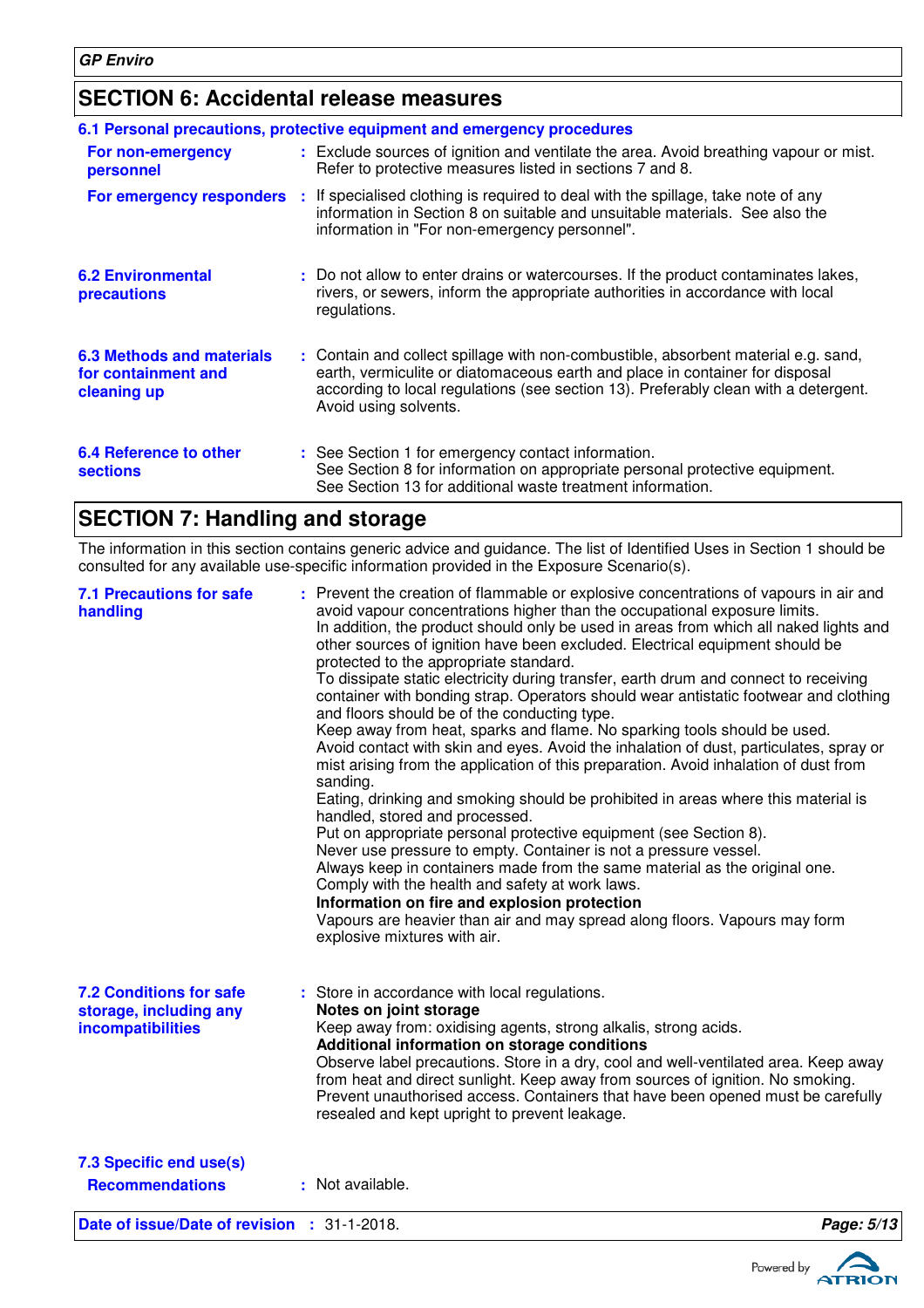## SECTION 6: Accidental release measures

### 6.1 Personal precautions, protective equipment and emergency procedures

**For non-emergency personnel** : Exclude sources of ignition and ventilate the area. Avoid breathing vapour or mist. Refer to protective measures listed in sections 7 and 8.

**For emergency responders** : If specialised clothing is required to deal with the spillage, take note of any information in Section 8 on suitable and unsuitable materials. See also the information in "For non-emergency personnel".

### 6.2 Environmental precautions

: Do not allow to enter drains or watercourses. If the product contaminates lakes, rivers, or sewers, inform the appropriate authorities in accordance with local regulations.

### 6.3 Methods and materials for containment and cleaning up

: Contain and collect spillage with non-combustible, absorbent material e.g. sand, earth, vermiculite or diatomaceous earth and place in container for disposal according to local regulations (see section 13). Preferably clean with a detergent. Avoid using solvents.

### 6.4 Reference to other sections

: See Section 1 for emergency contact information.
See Section 8 for information on appropriate personal protective equipment.
See Section 13 for additional waste treatment information.

## SECTION 7: Handling and storage

The information in this section contains generic advice and guidance. The list of Identified Uses in Section 1 should be consulted for any available use-specific information provided in the Exposure Scenario(s).

### 7.1 Precautions for safe handling

: Prevent the creation of flammable or explosive concentrations of vapours in air and avoid vapour concentrations higher than the occupational exposure limits.
In addition, the product should only be used in areas from which all naked lights and other sources of ignition have been excluded. Electrical equipment should be protected to the appropriate standard.
To dissipate static electricity during transfer, earth drum and connect to receiving container with bonding strap. Operators should wear antistatic footwear and clothing and floors should be of the conducting type.
Keep away from heat, sparks and flame. No sparking tools should be used.
Avoid contact with skin and eyes. Avoid the inhalation of dust, particulates, spray or mist arising from the application of this preparation. Avoid inhalation of dust from sanding.
Eating, drinking and smoking should be prohibited in areas where this material is handled, stored and processed.
Put on appropriate personal protective equipment (see Section 8).
Never use pressure to empty. Container is not a pressure vessel.
Always keep in containers made from the same material as the original one.
Comply with the health and safety at work laws.

**Information on fire and explosion protection**

Vapours are heavier than air and may spread along floors. Vapours may form explosive mixtures with air.

### 7.2 Conditions for safe storage, including any incompatibilities

: Store in accordance with local regulations.

**Notes on joint storage**

Keep away from: oxidising agents, strong alkalis, strong acids.

**Additional information on storage conditions**

Observe label precautions. Store in a dry, cool and well-ventilated area. Keep away from heat and direct sunlight. Keep away from sources of ignition. No smoking. Prevent unauthorised access. Containers that have been opened must be carefully resealed and kept upright to prevent leakage.

### 7.3 Specific end use(s)

**Recommendations** : Not available.

**Date of issue/Date of revision** : 31-1-2018.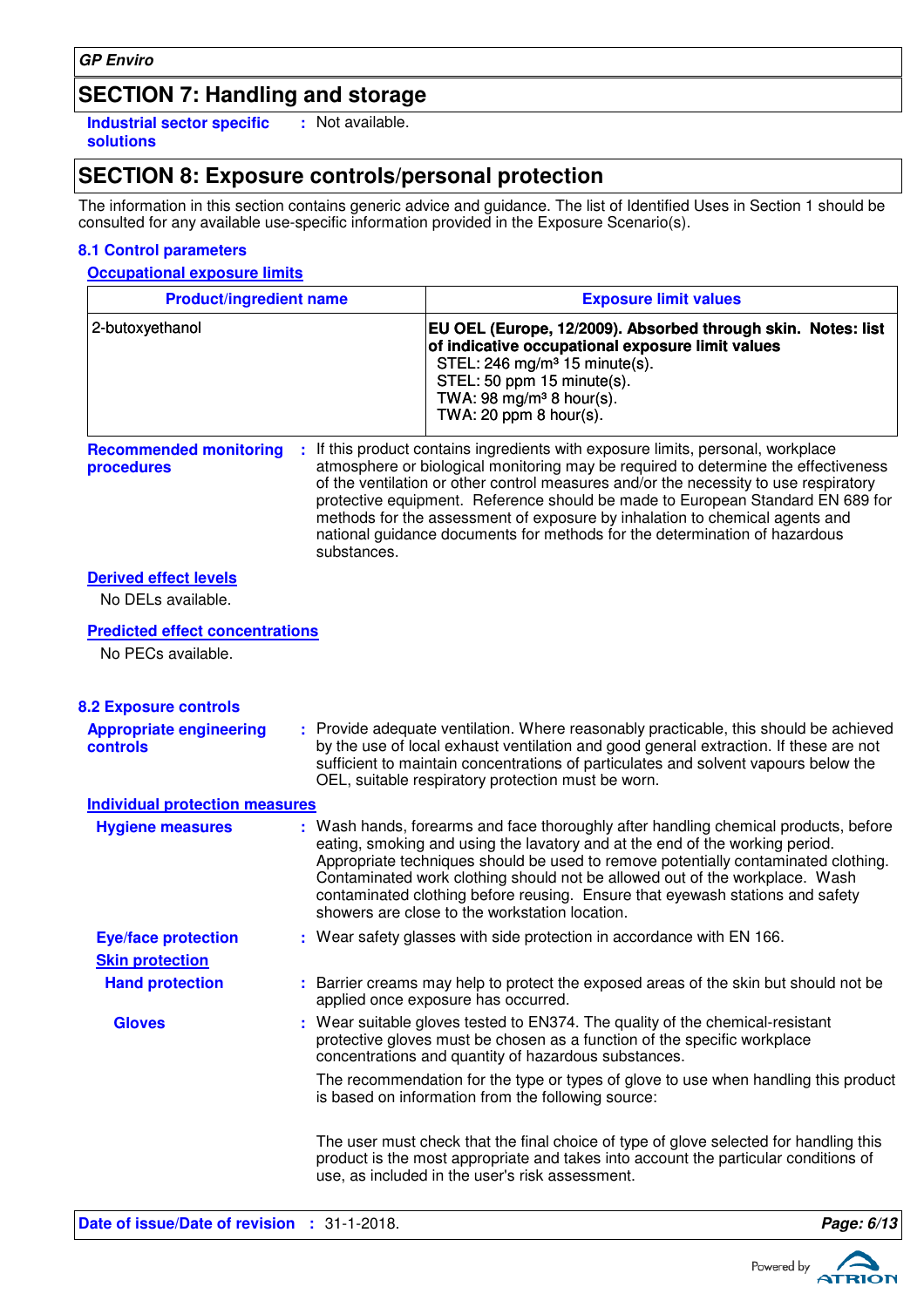## SECTION 7: Handling and storage

**Industrial sector specific solutions** : Not available.

## SECTION 8: Exposure controls/personal protection

The information in this section contains generic advice and guidance. The list of Identified Uses in Section 1 should be consulted for any available use-specific information provided in the Exposure Scenario(s).

### 8.1 Control parameters

**Occupational exposure limits**

| Product/ingredient name | Exposure limit values |
| --- | --- |
| 2-butoxyethanol | **EU OEL (Europe, 12/2009). Absorbed through skin. Notes: list of indicative occupational exposure limit values**<br>STEL: 246 mg/m³ 15 minute(s).<br>STEL: 50 ppm 15 minute(s).<br>TWA: 98 mg/m³ 8 hour(s).<br>TWA: 20 ppm 8 hour(s). |

**Recommended monitoring procedures** : If this product contains ingredients with exposure limits, personal, workplace atmosphere or biological monitoring may be required to determine the effectiveness of the ventilation or other control measures and/or the necessity to use respiratory protective equipment. Reference should be made to European Standard EN 689 for methods for the assessment of exposure by inhalation to chemical agents and national guidance documents for methods for the determination of hazardous substances.

**Derived effect levels**

No DELs available.

**Predicted effect concentrations**

No PECs available.

### 8.2 Exposure controls

**Appropriate engineering controls** : Provide adequate ventilation. Where reasonably practicable, this should be achieved by the use of local exhaust ventilation and good general extraction. If these are not sufficient to maintain concentrations of particulates and solvent vapours below the OEL, suitable respiratory protection must be worn.

**Individual protection measures**

**Hygiene measures** : Wash hands, forearms and face thoroughly after handling chemical products, before eating, smoking and using the lavatory and at the end of the working period. Appropriate techniques should be used to remove potentially contaminated clothing. Contaminated work clothing should not be allowed out of the workplace. Wash contaminated clothing before reusing. Ensure that eyewash stations and safety showers are close to the workstation location.

**Eye/face protection** : Wear safety glasses with side protection in accordance with EN 166.

**Skin protection**

**Hand protection** : Barrier creams may help to protect the exposed areas of the skin but should not be applied once exposure has occurred.

**Gloves** : Wear suitable gloves tested to EN374. The quality of the chemical-resistant protective gloves must be chosen as a function of the specific workplace concentrations and quantity of hazardous substances.

The recommendation for the type or types of glove to use when handling this product is based on information from the following source:

The user must check that the final choice of type of glove selected for handling this product is the most appropriate and takes into account the particular conditions of use, as included in the user's risk assessment.

**Date of issue/Date of revision** : 31-1-2018.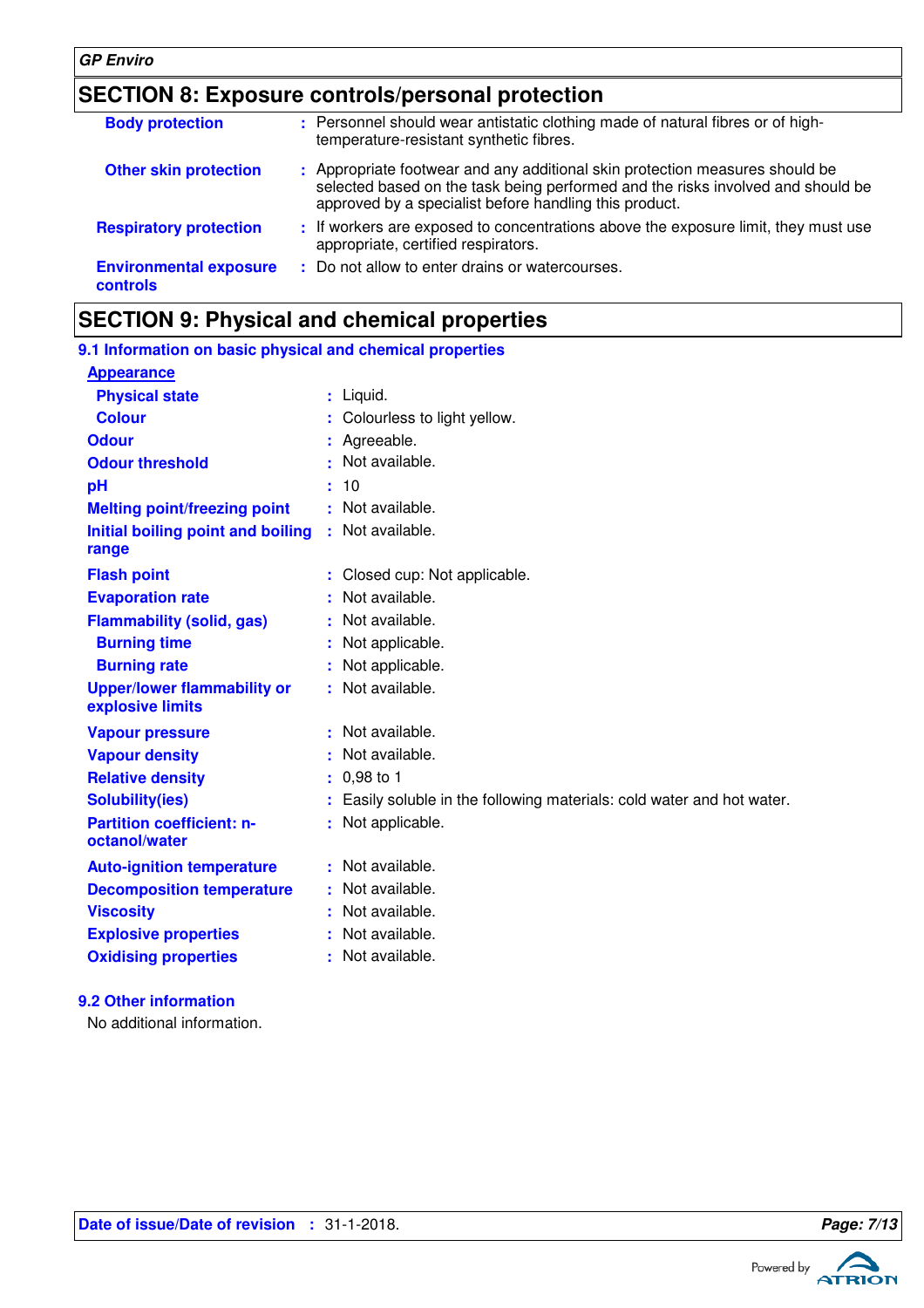## SECTION 8: Exposure controls/personal protection

| | |
|---|---|
| **Body protection** | : Personnel should wear antistatic clothing made of natural fibres or of high-temperature-resistant synthetic fibres. |
| **Other skin protection** | : Appropriate footwear and any additional skin protection measures should be selected based on the task being performed and the risks involved and should be approved by a specialist before handling this product. |
| **Respiratory protection** | : If workers are exposed to concentrations above the exposure limit, they must use appropriate, certified respirators. |
| **Environmental exposure controls** | : Do not allow to enter drains or watercourses. |

## SECTION 9: Physical and chemical properties

### 9.1 Information on basic physical and chemical properties

| | |
|---|---|
| **Appearance** | |
| **Physical state** | : Liquid. |
| **Colour** | : Colourless to light yellow. |
| **Odour** | : Agreeable. |
| **Odour threshold** | : Not available. |
| **pH** | : 10 |
| **Melting point/freezing point** | : Not available. |
| **Initial boiling point and boiling range** | : Not available. |
| **Flash point** | : Closed cup: Not applicable. |
| **Evaporation rate** | : Not available. |
| **Flammability (solid, gas)** | : Not available. |
| **Burning time** | : Not applicable. |
| **Burning rate** | : Not applicable. |
| **Upper/lower flammability or explosive limits** | : Not available. |
| **Vapour pressure** | : Not available. |
| **Vapour density** | : Not available. |
| **Relative density** | : 0,98 to 1 |
| **Solubility(ies)** | : Easily soluble in the following materials: cold water and hot water. |
| **Partition coefficient: n-octanol/water** | : Not applicable. |
| **Auto-ignition temperature** | : Not available. |
| **Decomposition temperature** | : Not available. |
| **Viscosity** | : Not available. |
| **Explosive properties** | : Not available. |
| **Oxidising properties** | : Not available. |

### 9.2 Other information

No additional information.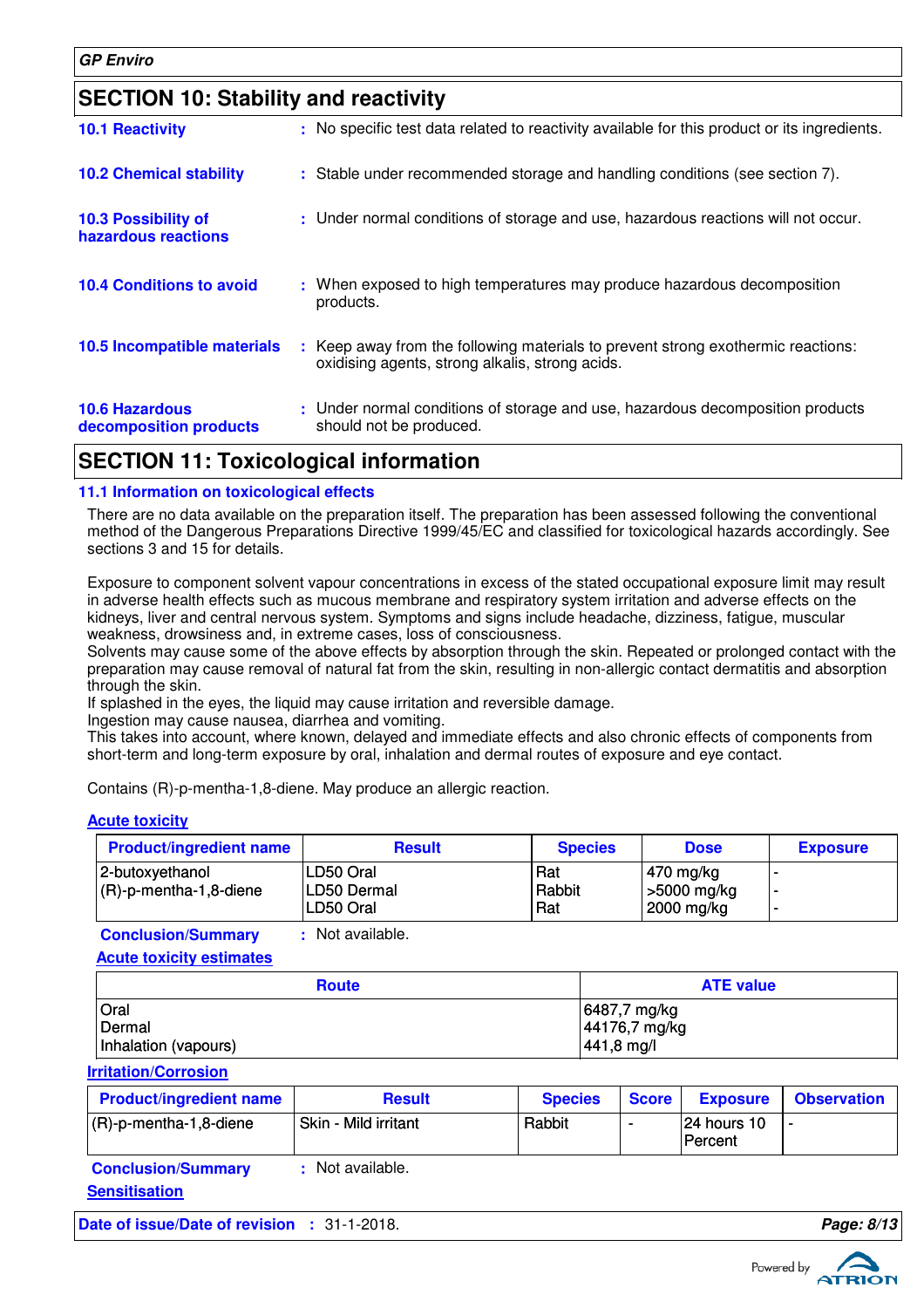## SECTION 10: Stability and reactivity

**10.1 Reactivity** : No specific test data related to reactivity available for this product or its ingredients.

**10.2 Chemical stability** : Stable under recommended storage and handling conditions (see section 7).

**10.3 Possibility of hazardous reactions** : Under normal conditions of storage and use, hazardous reactions will not occur.

**10.4 Conditions to avoid** : When exposed to high temperatures may produce hazardous decomposition products.

**10.5 Incompatible materials** : Keep away from the following materials to prevent strong exothermic reactions: oxidising agents, strong alkalis, strong acids.

**10.6 Hazardous decomposition products** : Under normal conditions of storage and use, hazardous decomposition products should not be produced.

## SECTION 11: Toxicological information

### 11.1 Information on toxicological effects

There are no data available on the preparation itself. The preparation has been assessed following the conventional method of the Dangerous Preparations Directive 1999/45/EC and classified for toxicological hazards accordingly. See sections 3 and 15 for details.

Exposure to component solvent vapour concentrations in excess of the stated occupational exposure limit may result in adverse health effects such as mucous membrane and respiratory system irritation and adverse effects on the kidneys, liver and central nervous system. Symptoms and signs include headache, dizziness, fatigue, muscular weakness, drowsiness and, in extreme cases, loss of consciousness.
Solvents may cause some of the above effects by absorption through the skin. Repeated or prolonged contact with the preparation may cause removal of natural fat from the skin, resulting in non-allergic contact dermatitis and absorption through the skin.
If splashed in the eyes, the liquid may cause irritation and reversible damage.
Ingestion may cause nausea, diarrhea and vomiting.
This takes into account, where known, delayed and immediate effects and also chronic effects of components from short-term and long-term exposure by oral, inhalation and dermal routes of exposure and eye contact.

Contains (R)-p-mentha-1,8-diene. May produce an allergic reaction.

**Acute toxicity**

| Product/ingredient name | Result | Species | Dose | Exposure |
|---|---|---|---|---|
| 2-butoxyethanol | LD50 Oral | Rat | 470 mg/kg | - |
| (R)-p-mentha-1,8-diene | LD50 Dermal | Rabbit | >5000 mg/kg | - |
| | LD50 Oral | Rat | 2000 mg/kg | - |

**Conclusion/Summary** : Not available.

**Acute toxicity estimates**

| Route | ATE value |
|---|---|
| Oral | 6487,7 mg/kg |
| Dermal | 44176,7 mg/kg |
| Inhalation (vapours) | 441,8 mg/l |

**Irritation/Corrosion**

| Product/ingredient name | Result | Species | Score | Exposure | Observation |
|---|---|---|---|---|---|
| (R)-p-mentha-1,8-diene | Skin - Mild irritant | Rabbit | - | 24 hours 10 Percent | - |

**Conclusion/Summary** : Not available.

**Sensitisation**

**Date of issue/Date of revision** : 31-1-2018.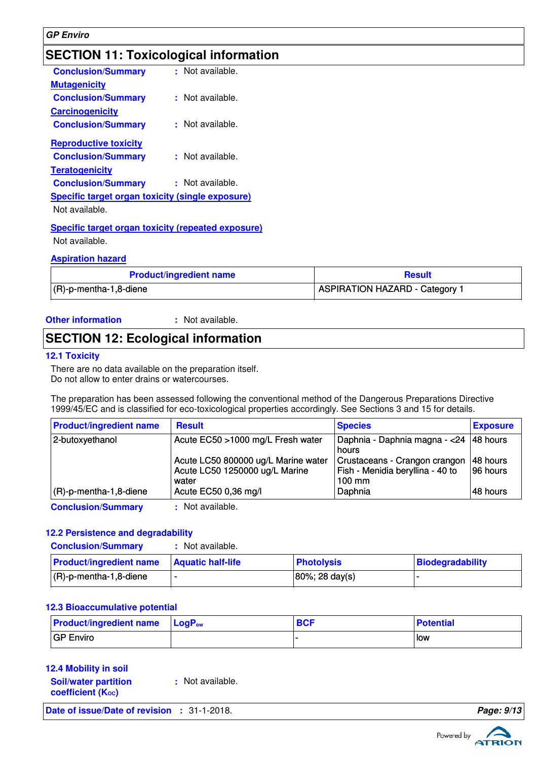## SECTION 11: Toxicological information

**Conclusion/Summary** : Not available.

**Mutagenicity**

**Conclusion/Summary** : Not available.

**Carcinogenicity**

**Conclusion/Summary** : Not available.

**Reproductive toxicity**

**Conclusion/Summary** : Not available.

**Teratogenicity**

**Conclusion/Summary** : Not available.

**Specific target organ toxicity (single exposure)**

Not available.

**Specific target organ toxicity (repeated exposure)**

Not available.

**Aspiration hazard**

| Product/ingredient name | Result |
|---|---|
| (R)-p-mentha-1,8-diene | ASPIRATION HAZARD - Category 1 |

**Other information** : Not available.

## SECTION 12: Ecological information

### 12.1 Toxicity

There are no data available on the preparation itself.
Do not allow to enter drains or watercourses.

The preparation has been assessed following the conventional method of the Dangerous Preparations Directive 1999/45/EC and is classified for eco-toxicological properties accordingly. See Sections 3 and 15 for details.

| Product/ingredient name | Result | Species | Exposure |
|---|---|---|---|
| 2-butoxyethanol | Acute EC50 >1000 mg/L Fresh water | Daphnia - Daphnia magna - <24 hours | 48 hours |
| | Acute LC50 800000 ug/L Marine water | Crustaceans - Crangon crangon | 48 hours |
| | Acute LC50 1250000 ug/L Marine water | Fish - Menidia beryllina - 40 to 100 mm | 96 hours |
| (R)-p-mentha-1,8-diene | Acute EC50 0,36 mg/l | Daphnia | 48 hours |

**Conclusion/Summary** : Not available.

### 12.2 Persistence and degradability

**Conclusion/Summary** : Not available.

| Product/ingredient name | Aquatic half-life | Photolysis | Biodegradability |
|---|---|---|---|
| (R)-p-mentha-1,8-diene | - | 80%; 28 day(s) | - |

### 12.3 Bioaccumulative potential

| Product/ingredient name | $LogP_{ow}$ | BCF | Potential |
|---|---|---|---|
| GP Enviro | | - | low |

### 12.4 Mobility in soil

**Soil/water partition coefficient ($K_{OC}$)** : Not available.

**Date of issue/Date of revision** : 31-1-2018.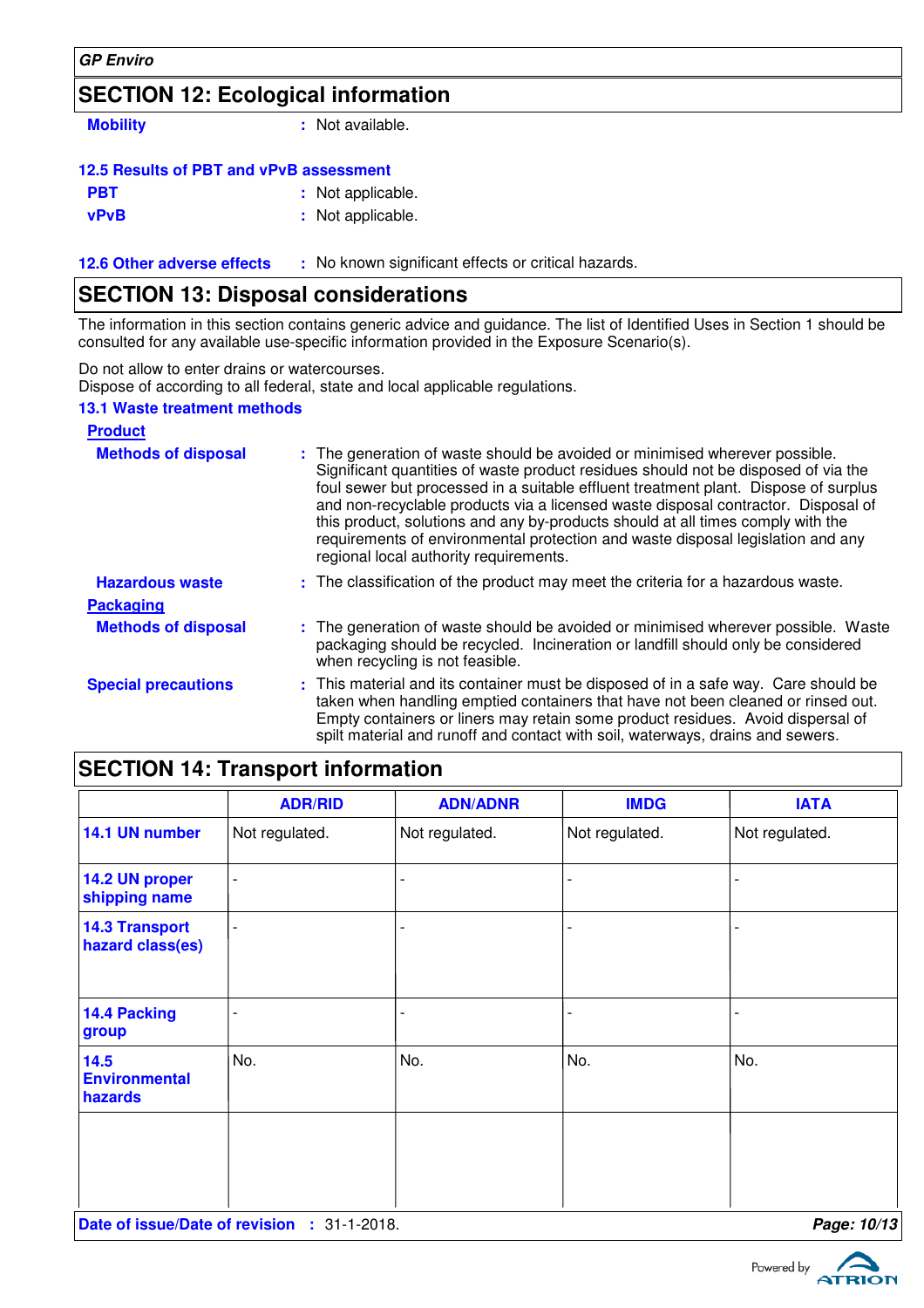## SECTION 12: Ecological information

**Mobility** : Not available.

**12.5 Results of PBT and vPvB assessment**

**PBT** : Not applicable.

**vPvB** : Not applicable.

**12.6 Other adverse effects** : No known significant effects or critical hazards.

## SECTION 13: Disposal considerations

The information in this section contains generic advice and guidance. The list of Identified Uses in Section 1 should be consulted for any available use-specific information provided in the Exposure Scenario(s).

Do not allow to enter drains or watercourses.
Dispose of according to all federal, state and local applicable regulations.

**13.1 Waste treatment methods**

**Product**

**Methods of disposal** : The generation of waste should be avoided or minimised wherever possible. Significant quantities of waste product residues should not be disposed of via the foul sewer but processed in a suitable effluent treatment plant. Dispose of surplus and non-recyclable products via a licensed waste disposal contractor. Disposal of this product, solutions and any by-products should at all times comply with the requirements of environmental protection and waste disposal legislation and any regional local authority requirements.

**Hazardous waste** : The classification of the product may meet the criteria for a hazardous waste.

**Packaging**

**Methods of disposal** : The generation of waste should be avoided or minimised wherever possible. Waste packaging should be recycled. Incineration or landfill should only be considered when recycling is not feasible.

**Special precautions** : This material and its container must be disposed of in a safe way. Care should be taken when handling emptied containers that have not been cleaned or rinsed out. Empty containers or liners may retain some product residues. Avoid dispersal of spilt material and runoff and contact with soil, waterways, drains and sewers.

## SECTION 14: Transport information

| | ADR/RID | ADN/ADNR | IMDG | IATA |
|---|---|---|---|---|
| **14.1 UN number** | Not regulated. | Not regulated. | Not regulated. | Not regulated. |
| **14.2 UN proper shipping name** | - | - | - | - |
| **14.3 Transport hazard class(es)** | - | - | - | - |
| **14.4 Packing group** | - | - | - | - |
| **14.5 Environmental hazards** | No. | No. | No. | No. |
| | | | | |

**Date of issue/Date of revision** : 31-1-2018.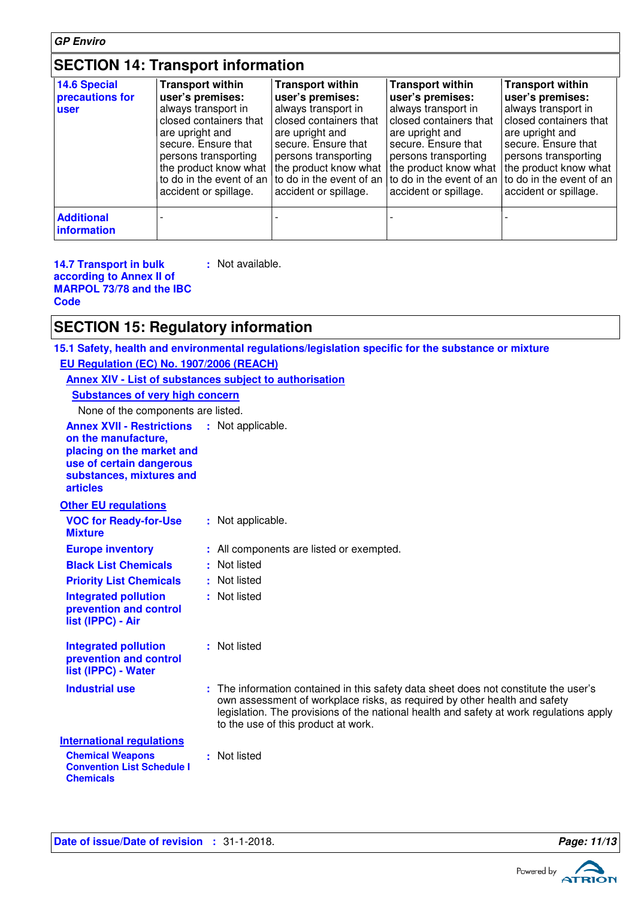## SECTION 14: Transport information

| | | | | |
|---|---|---|---|---|
| **14.6 Special precautions for user** | **Transport within user's premises:** always transport in closed containers that are upright and secure. Ensure that persons transporting the product know what to do in the event of an accident or spillage. | **Transport within user's premises:** always transport in closed containers that are upright and secure. Ensure that persons transporting the product know what to do in the event of an accident or spillage. | **Transport within user's premises:** always transport in closed containers that are upright and secure. Ensure that persons transporting the product know what to do in the event of an accident or spillage. | **Transport within user's premises:** always transport in closed containers that are upright and secure. Ensure that persons transporting the product know what to do in the event of an accident or spillage. |
| **Additional information** | - | - | - | - |

**14.7 Transport in bulk according to Annex II of MARPOL 73/78 and the IBC Code** : Not available.

## SECTION 15: Regulatory information

### 15.1 Safety, health and environmental regulations/legislation specific for the substance or mixture

**EU Regulation (EC) No. 1907/2006 (REACH)**

**Annex XIV - List of substances subject to authorisation**

**Substances of very high concern**

None of the components are listed.

**Annex XVII - Restrictions on the manufacture, placing on the market and use of certain dangerous substances, mixtures and articles** : Not applicable.

**Other EU regulations**

**VOC for Ready-for-Use Mixture** : Not applicable.

**Europe inventory** : All components are listed or exempted.

**Black List Chemicals** : Not listed

**Priority List Chemicals** : Not listed

**Integrated pollution prevention and control list (IPPC) - Air** : Not listed

**Integrated pollution prevention and control list (IPPC) - Water** : Not listed

**Industrial use** : The information contained in this safety data sheet does not constitute the user's own assessment of workplace risks, as required by other health and safety legislation. The provisions of the national health and safety at work regulations apply to the use of this product at work.

**International regulations**

**Chemical Weapons Convention List Schedule I Chemicals** : Not listed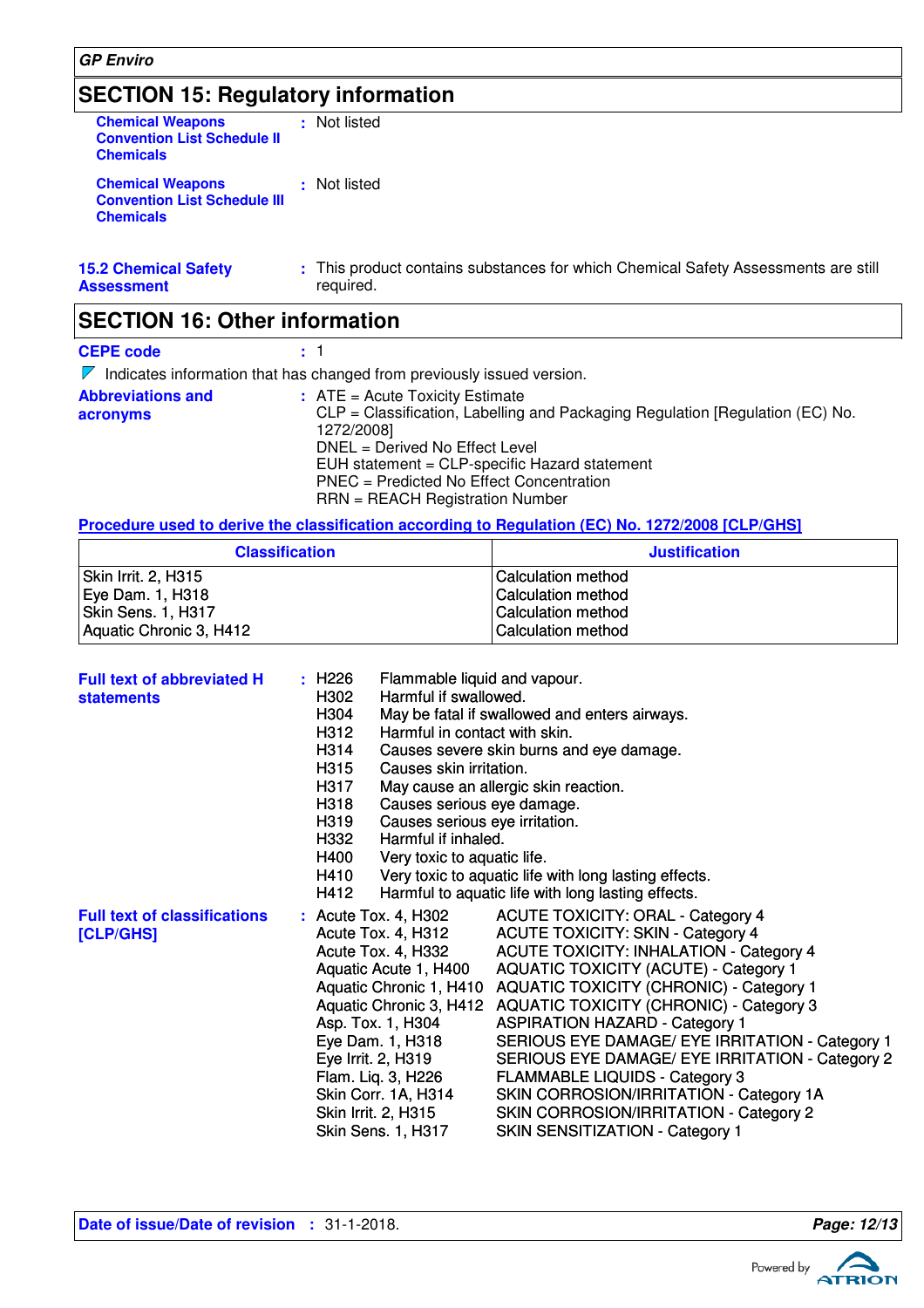## SECTION 15: Regulatory information

**Chemical Weapons Convention List Schedule II Chemicals** : Not listed

**Chemical Weapons Convention List Schedule III Chemicals** : Not listed

**15.2 Chemical Safety Assessment** : This product contains substances for which Chemical Safety Assessments are still required.

## SECTION 16: Other information

**CEPE code** : 1

Indicates information that has changed from previously issued version.

**Abbreviations and acronyms** :
ATE = Acute Toxicity Estimate
CLP = Classification, Labelling and Packaging Regulation [Regulation (EC) No. 1272/2008]
DNEL = Derived No Effect Level
EUH statement = CLP-specific Hazard statement
PNEC = Predicted No Effect Concentration
RRN = REACH Registration Number

**Procedure used to derive the classification according to Regulation (EC) No. 1272/2008 [CLP/GHS]**

| Classification | Justification |
|---|---|
| Skin Irrit. 2, H315 | Calculation method |
| Eye Dam. 1, H318 | Calculation method |
| Skin Sens. 1, H317 | Calculation method |
| Aquatic Chronic 3, H412 | Calculation method |

**Full text of abbreviated H statements** :

| | |
|---|---|
| H226 | Flammable liquid and vapour. |
| H302 | Harmful if swallowed. |
| H304 | May be fatal if swallowed and enters airways. |
| H312 | Harmful in contact with skin. |
| H314 | Causes severe skin burns and eye damage. |
| H315 | Causes skin irritation. |
| H317 | May cause an allergic skin reaction. |
| H318 | Causes serious eye damage. |
| H319 | Causes serious eye irritation. |
| H332 | Harmful if inhaled. |
| H400 | Very toxic to aquatic life. |
| H410 | Very toxic to aquatic life with long lasting effects. |
| H412 | Harmful to aquatic life with long lasting effects. |

**Full text of classifications [CLP/GHS]** :

| | |
|---|---|
| Acute Tox. 4, H302 | ACUTE TOXICITY: ORAL - Category 4 |
| Acute Tox. 4, H312 | ACUTE TOXICITY: SKIN - Category 4 |
| Acute Tox. 4, H332 | ACUTE TOXICITY: INHALATION - Category 4 |
| Aquatic Acute 1, H400 | AQUATIC TOXICITY (ACUTE) - Category 1 |
| Aquatic Chronic 1, H410 | AQUATIC TOXICITY (CHRONIC) - Category 1 |
| Aquatic Chronic 3, H412 | AQUATIC TOXICITY (CHRONIC) - Category 3 |
| Asp. Tox. 1, H304 | ASPIRATION HAZARD - Category 1 |
| Eye Dam. 1, H318 | SERIOUS EYE DAMAGE/ EYE IRRITATION - Category 1 |
| Eye Irrit. 2, H319 | SERIOUS EYE DAMAGE/ EYE IRRITATION - Category 2 |
| Flam. Liq. 3, H226 | FLAMMABLE LIQUIDS - Category 3 |
| Skin Corr. 1A, H314 | SKIN CORROSION/IRRITATION - Category 1A |
| Skin Irrit. 2, H315 | SKIN CORROSION/IRRITATION - Category 2 |
| Skin Sens. 1, H317 | SKIN SENSITIZATION - Category 1 |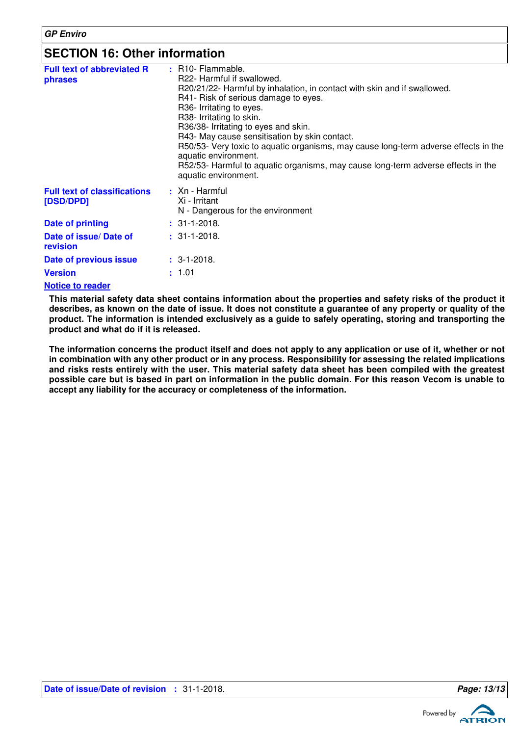## SECTION 16: Other information

| | |
|---|---|
| **Full text of abbreviated R phrases** | R10- Flammable.<br>R22- Harmful if swallowed.<br>R20/21/22- Harmful by inhalation, in contact with skin and if swallowed.<br>R41- Risk of serious damage to eyes.<br>R36- Irritating to eyes.<br>R38- Irritating to skin.<br>R36/38- Irritating to eyes and skin.<br>R43- May cause sensitisation by skin contact.<br>R50/53- Very toxic to aquatic organisms, may cause long-term adverse effects in the aquatic environment.<br>R52/53- Harmful to aquatic organisms, may cause long-term adverse effects in the aquatic environment. |
| **Full text of classifications [DSD/DPD]** | Xn - Harmful<br>Xi - Irritant<br>N - Dangerous for the environment |
| **Date of printing** | 31-1-2018. |
| **Date of issue/ Date of revision** | 31-1-2018. |
| **Date of previous issue** | 3-1-2018. |
| **Version** | 1.01 |

**Notice to reader**

**This material safety data sheet contains information about the properties and safety risks of the product it describes, as known on the date of issue. It does not constitute a guarantee of any property or quality of the product. The information is intended exclusively as a guide to safely operating, storing and transporting the product and what do if it is released.**

**The information concerns the product itself and does not apply to any application or use of it, whether or not in combination with any other product or in any process. Responsibility for assessing the related implications and risks rests entirely with the user. This material safety data sheet has been compiled with the greatest possible care but is based in part on information in the public domain. For this reason Vecom is unable to accept any liability for the accuracy or completeness of the information.**